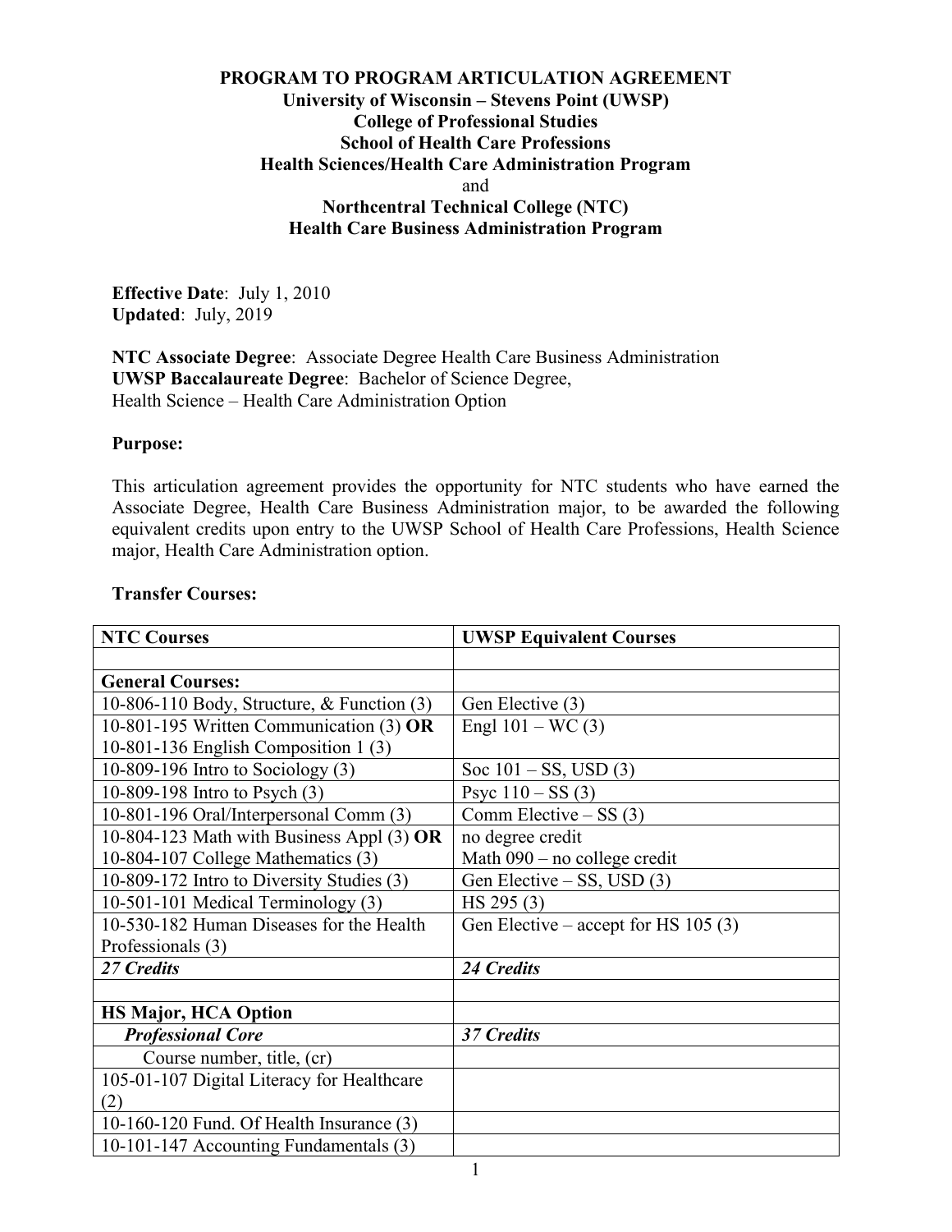**PROGRAM TO PROGRAM ARTICULATION AGREEMENT**
**University of Wisconsin – Stevens Point (UWSP)**
**College of Professional Studies**
**School of Health Care Professions**
**Health Sciences/Health Care Administration Program**
and
**Northcentral Technical College (NTC)**
**Health Care Business Administration Program**

**Effective Date**: July 1, 2010
**Updated**: July, 2019

**NTC Associate Degree**: Associate Degree Health Care Business Administration
**UWSP Baccalaureate Degree**: Bachelor of Science Degree,
Health Science – Health Care Administration Option

**Purpose:**

This articulation agreement provides the opportunity for NTC students who have earned the Associate Degree, Health Care Business Administration major, to be awarded the following equivalent credits upon entry to the UWSP School of Health Care Professions, Health Science major, Health Care Administration option.

**Transfer Courses:**

| NTC Courses | UWSP Equivalent Courses |
|---|---|
| | |
| **General Courses:** | |
| 10-806-110 Body, Structure, & Function (3) | Gen Elective (3) |
| 10-801-195 Written Communication (3) **OR** 10-801-136 English Composition 1 (3) | Engl 101 – WC (3) |
| 10-809-196 Intro to Sociology (3) | Soc 101 – SS, USD (3) |
| 10-809-198 Intro to Psych (3) | Psyc 110 – SS (3) |
| 10-801-196 Oral/Interpersonal Comm (3) | Comm Elective – SS (3) |
| 10-804-123 Math with Business Appl (3) **OR** 10-804-107 College Mathematics (3) | no degree credit<br>Math 090 – no college credit |
| 10-809-172 Intro to Diversity Studies (3) | Gen Elective – SS, USD (3) |
| 10-501-101 Medical Terminology (3) | HS 295 (3) |
| 10-530-182 Human Diseases for the Health Professionals (3) | Gen Elective – accept for HS 105 (3) |
| ***27 Credits*** | ***24 Credits*** |
| | |
| **HS Major, HCA Option** | |
| ***Professional Core*** | ***37 Credits*** |
| Course number, title, (cr) | |
| 105-01-107 Digital Literacy for Healthcare (2) | |
| 10-160-120 Fund. Of Health Insurance (3) | |
| 10-101-147 Accounting Fundamentals (3) | |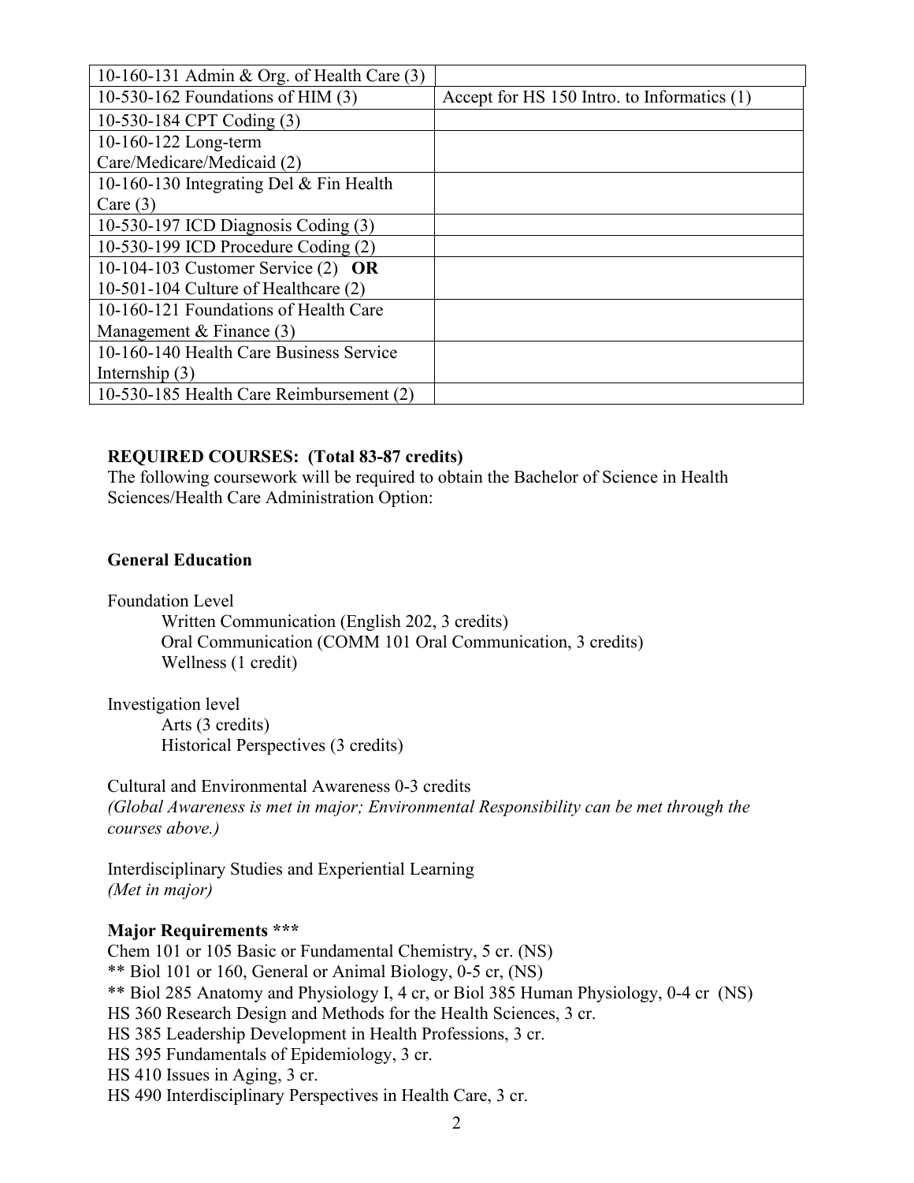| | |
|---|---|
| 10-160-131 Admin & Org. of Health Care (3) | |
| 10-530-162 Foundations of HIM (3) | Accept for HS 150 Intro. to Informatics (1) |
| 10-530-184 CPT Coding (3) | |
| 10-160-122 Long-term Care/Medicare/Medicaid (2) | |
| 10-160-130 Integrating Del & Fin Health Care (3) | |
| 10-530-197 ICD Diagnosis Coding (3) | |
| 10-530-199 ICD Procedure Coding (2) | |
| 10-104-103 Customer Service (2) **OR** 10-501-104 Culture of Healthcare (2) | |
| 10-160-121 Foundations of Health Care Management & Finance (3) | |
| 10-160-140 Health Care Business Service Internship (3) | |
| 10-530-185 Health Care Reimbursement (2) | |

**REQUIRED COURSES: (Total 83-87 credits)**

The following coursework will be required to obtain the Bachelor of Science in Health Sciences/Health Care Administration Option:

**General Education**

Foundation Level

- Written Communication (English 202, 3 credits)
- Oral Communication (COMM 101 Oral Communication, 3 credits)
- Wellness (1 credit)

Investigation level

- Arts (3 credits)
- Historical Perspectives (3 credits)

Cultural and Environmental Awareness 0-3 credits
*(Global Awareness is met in major; Environmental Responsibility can be met through the courses above.)*

Interdisciplinary Studies and Experiential Learning
*(Met in major)*

**Major Requirements \*\*\***

Chem 101 or 105 Basic or Fundamental Chemistry, 5 cr. (NS)
** Biol 101 or 160, General or Animal Biology, 0-5 cr, (NS)
** Biol 285 Anatomy and Physiology I, 4 cr, or Biol 385 Human Physiology, 0-4 cr (NS)
HS 360 Research Design and Methods for the Health Sciences, 3 cr.
HS 385 Leadership Development in Health Professions, 3 cr.
HS 395 Fundamentals of Epidemiology, 3 cr.
HS 410 Issues in Aging, 3 cr.
HS 490 Interdisciplinary Perspectives in Health Care, 3 cr.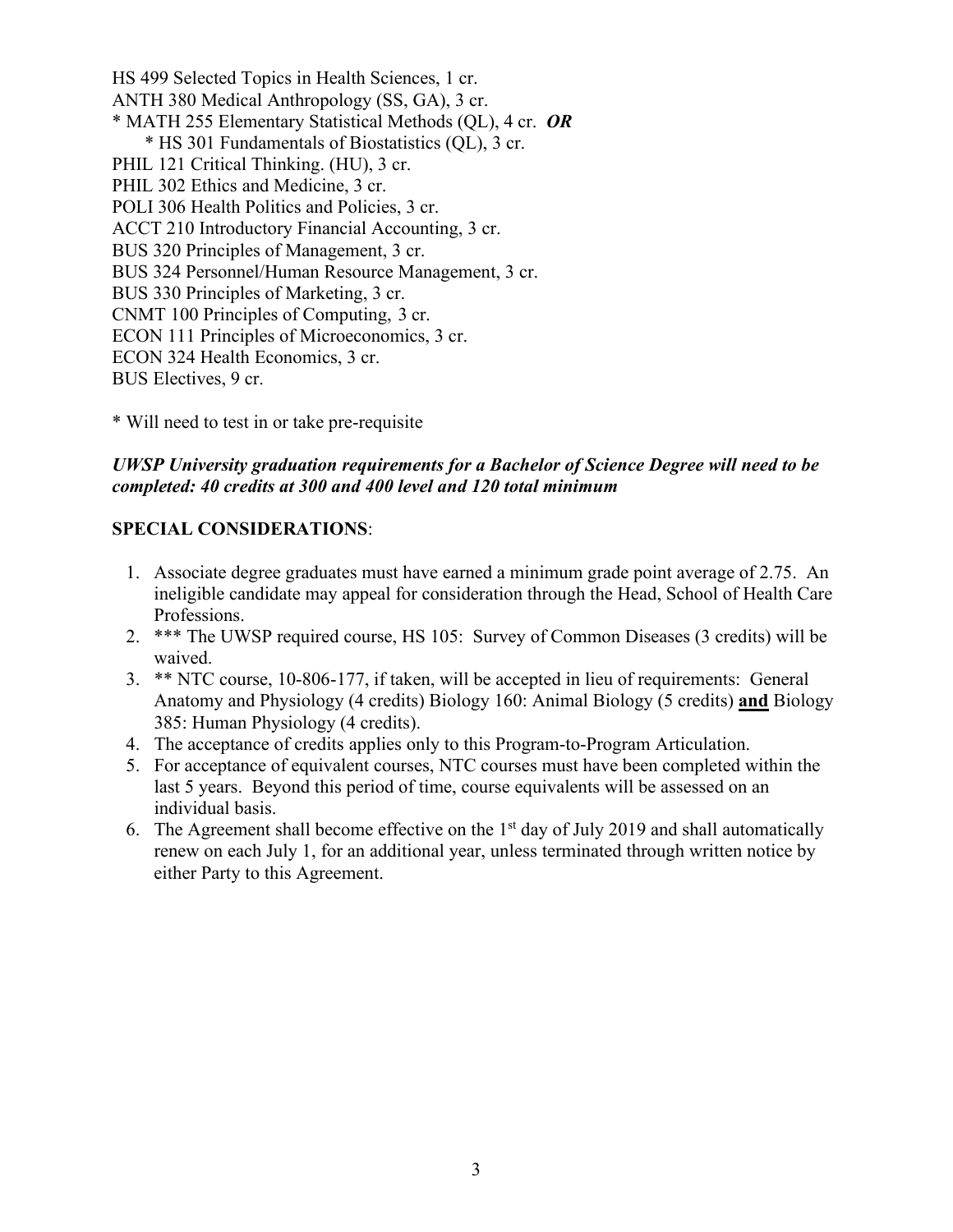HS 499 Selected Topics in Health Sciences, 1 cr.
ANTH 380 Medical Anthropology (SS, GA), 3 cr.
* MATH 255 Elementary Statistical Methods (QL), 4 cr. ***OR***
 * HS 301 Fundamentals of Biostatistics (QL), 3 cr.
PHIL 121 Critical Thinking. (HU), 3 cr.
PHIL 302 Ethics and Medicine, 3 cr.
POLI 306 Health Politics and Policies, 3 cr.
ACCT 210 Introductory Financial Accounting, 3 cr.
BUS 320 Principles of Management, 3 cr.
BUS 324 Personnel/Human Resource Management, 3 cr.
BUS 330 Principles of Marketing, 3 cr.
CNMT 100 Principles of Computing, 3 cr.
ECON 111 Principles of Microeconomics, 3 cr.
ECON 324 Health Economics, 3 cr.
BUS Electives, 9 cr.

* Will need to test in or take pre-requisite

***UWSP University graduation requirements for a Bachelor of Science Degree will need to be completed: 40 credits at 300 and 400 level and 120 total minimum***

**SPECIAL CONSIDERATIONS**:

1. Associate degree graduates must have earned a minimum grade point average of 2.75. An ineligible candidate may appeal for consideration through the Head, School of Health Care Professions.
2. *** The UWSP required course, HS 105: Survey of Common Diseases (3 credits) will be waived.
3. ** NTC course, 10-806-177, if taken, will be accepted in lieu of requirements: General Anatomy and Physiology (4 credits) Biology 160: Animal Biology (5 credits) **and** Biology 385: Human Physiology (4 credits).
4. The acceptance of credits applies only to this Program-to-Program Articulation.
5. For acceptance of equivalent courses, NTC courses must have been completed within the last 5 years. Beyond this period of time, course equivalents will be assessed on an individual basis.
6. The Agreement shall become effective on the 1st day of July 2019 and shall automatically renew on each July 1, for an additional year, unless terminated through written notice by either Party to this Agreement.